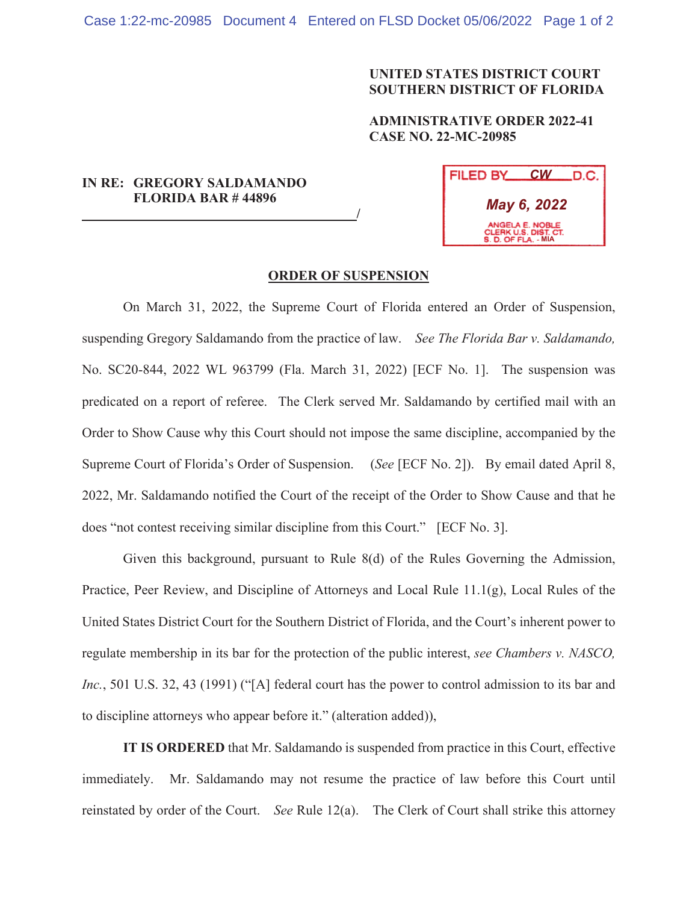**UNITED STATES DISTRICT COURT**
**SOUTHERN DISTRICT OF FLORIDA**

**ADMINISTRATIVE ORDER 2022-41**
**CASE NO. 22-MC-20985**

**IN RE: GREGORY SALDAMANDO**
**FLORIDA BAR # 44896**
_______________________________________/

FILED BY CW D.C.
May 6, 2022
ANGELA E. NOBLE
CLERK U.S. DIST. CT.
S. D. OF FLA. - MIA

## ORDER OF SUSPENSION

On March 31, 2022, the Supreme Court of Florida entered an Order of Suspension, suspending Gregory Saldamando from the practice of law. *See The Florida Bar v. Saldamando,* No. SC20-844, 2022 WL 963799 (Fla. March 31, 2022) [ECF No. 1]. The suspension was predicated on a report of referee. The Clerk served Mr. Saldamando by certified mail with an Order to Show Cause why this Court should not impose the same discipline, accompanied by the Supreme Court of Florida's Order of Suspension. (*See* [ECF No. 2]). By email dated April 8, 2022, Mr. Saldamando notified the Court of the receipt of the Order to Show Cause and that he does "not contest receiving similar discipline from this Court." [ECF No. 3].

Given this background, pursuant to Rule 8(d) of the Rules Governing the Admission, Practice, Peer Review, and Discipline of Attorneys and Local Rule 11.1(g), Local Rules of the United States District Court for the Southern District of Florida, and the Court's inherent power to regulate membership in its bar for the protection of the public interest, *see Chambers v. NASCO, Inc.*, 501 U.S. 32, 43 (1991) ("[A] federal court has the power to control admission to its bar and to discipline attorneys who appear before it." (alteration added)),

**IT IS ORDERED** that Mr. Saldamando is suspended from practice in this Court, effective immediately. Mr. Saldamando may not resume the practice of law before this Court until reinstated by order of the Court. *See* Rule 12(a). The Clerk of Court shall strike this attorney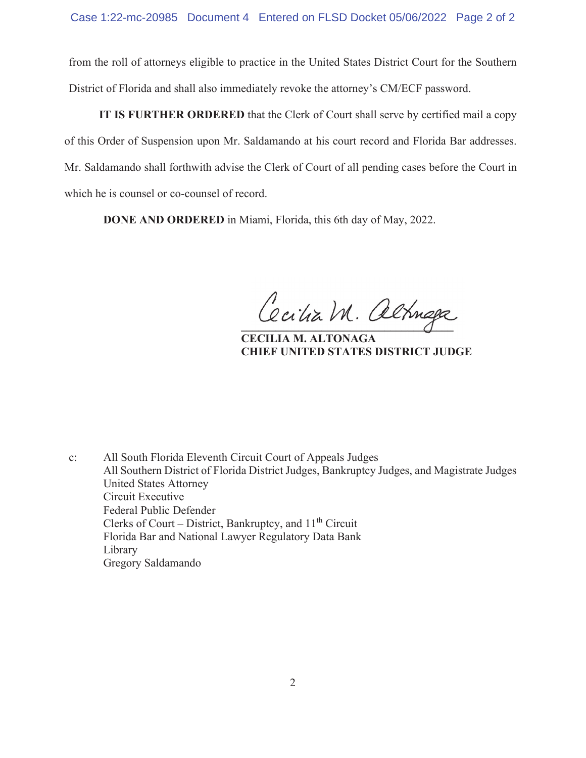from the roll of attorneys eligible to practice in the United States District Court for the Southern District of Florida and shall also immediately revoke the attorney's CM/ECF password.

**IT IS FURTHER ORDERED** that the Clerk of Court shall serve by certified mail a copy of this Order of Suspension upon Mr. Saldamando at his court record and Florida Bar addresses. Mr. Saldamando shall forthwith advise the Clerk of Court of all pending cases before the Court in which he is counsel or co-counsel of record.

**DONE AND ORDERED** in Miami, Florida, this 6th day of May, 2022.

Cecilia M. Altonaga

**CECILIA M. ALTONAGA**
**CHIEF UNITED STATES DISTRICT JUDGE**

c: All South Florida Eleventh Circuit Court of Appeals Judges
All Southern District of Florida District Judges, Bankruptcy Judges, and Magistrate Judges
United States Attorney
Circuit Executive
Federal Public Defender
Clerks of Court – District, Bankruptcy, and 11th Circuit
Florida Bar and National Lawyer Regulatory Data Bank
Library
Gregory Saldamando